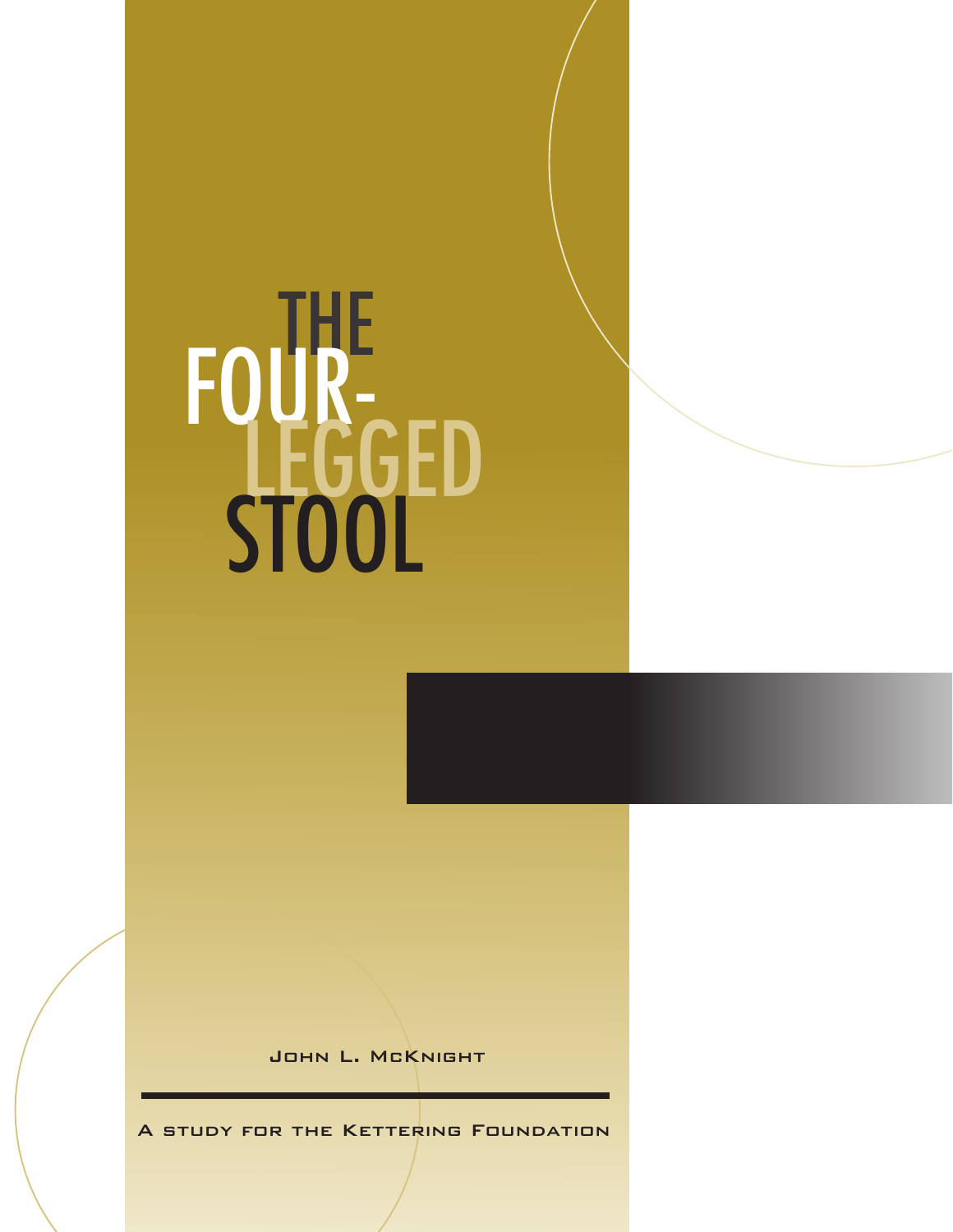# THE FOUR-LEGGED STOOL

John L. McKnight

A study for the Kettering Foundation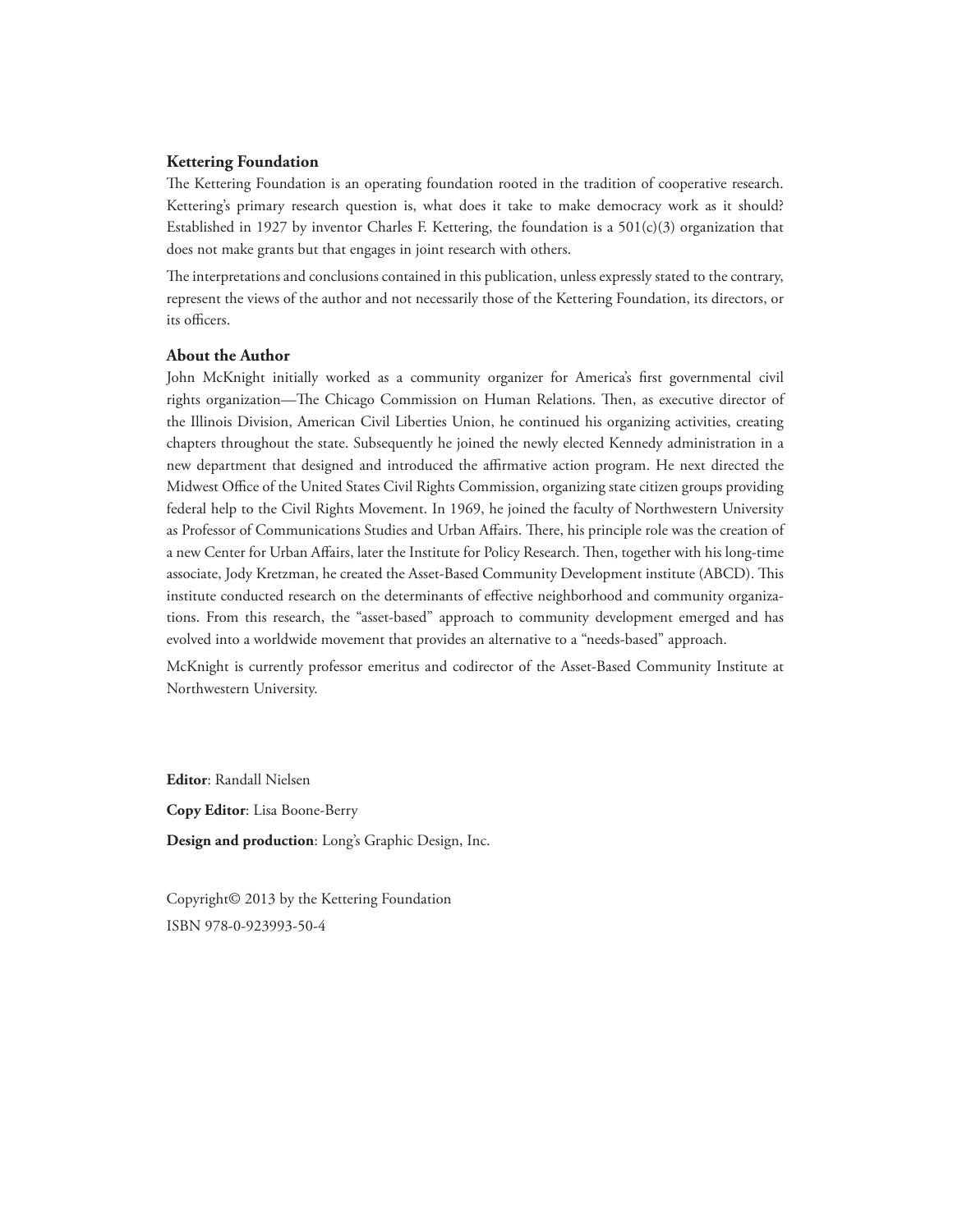**Kettering Foundation**

The Kettering Foundation is an operating foundation rooted in the tradition of cooperative research. Kettering's primary research question is, what does it take to make democracy work as it should? Established in 1927 by inventor Charles F. Kettering, the foundation is a 501(c)(3) organization that does not make grants but that engages in joint research with others.

The interpretations and conclusions contained in this publication, unless expressly stated to the contrary, represent the views of the author and not necessarily those of the Kettering Foundation, its directors, or its officers.

**About the Author**

John McKnight initially worked as a community organizer for America's first governmental civil rights organization—The Chicago Commission on Human Relations. Then, as executive director of the Illinois Division, American Civil Liberties Union, he continued his organizing activities, creating chapters throughout the state. Subsequently he joined the newly elected Kennedy administration in a new department that designed and introduced the affirmative action program. He next directed the Midwest Office of the United States Civil Rights Commission, organizing state citizen groups providing federal help to the Civil Rights Movement. In 1969, he joined the faculty of Northwestern University as Professor of Communications Studies and Urban Affairs. There, his principle role was the creation of a new Center for Urban Affairs, later the Institute for Policy Research. Then, together with his long-time associate, Jody Kretzman, he created the Asset-Based Community Development institute (ABCD). This institute conducted research on the determinants of effective neighborhood and community organizations. From this research, the "asset-based" approach to community development emerged and has evolved into a worldwide movement that provides an alternative to a "needs-based" approach.

McKnight is currently professor emeritus and codirector of the Asset-Based Community Institute at Northwestern University.

**Editor**: Randall Nielsen

**Copy Editor**: Lisa Boone-Berry

**Design and production**: Long's Graphic Design, Inc.

Copyright© 2013 by the Kettering Foundation

ISBN 978-0-923993-50-4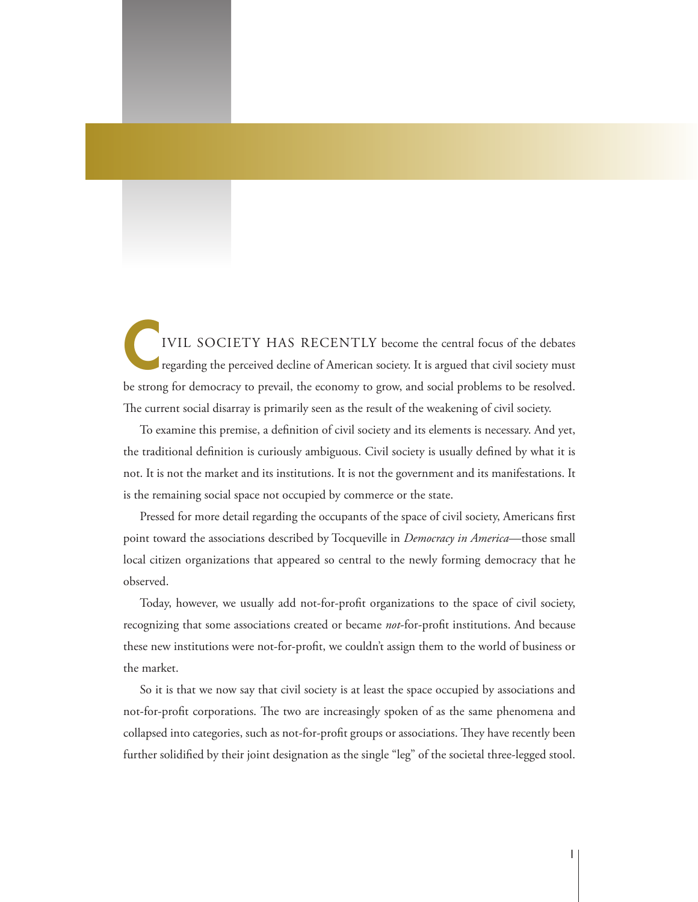CIVIL SOCIETY HAS RECENTLY become the central focus of the debates regarding the perceived decline of American society. It is argued that civil society must be strong for democracy to prevail, the economy to grow, and social problems to be resolved. The current social disarray is primarily seen as the result of the weakening of civil society.

To examine this premise, a definition of civil society and its elements is necessary. And yet, the traditional definition is curiously ambiguous. Civil society is usually defined by what it is not. It is not the market and its institutions. It is not the government and its manifestations. It is the remaining social space not occupied by commerce or the state.

Pressed for more detail regarding the occupants of the space of civil society, Americans first point toward the associations described by Tocqueville in *Democracy in America*—those small local citizen organizations that appeared so central to the newly forming democracy that he observed.

Today, however, we usually add not-for-profit organizations to the space of civil society, recognizing that some associations created or became *not*-for-profit institutions. And because these new institutions were not-for-profit, we couldn't assign them to the world of business or the market.

So it is that we now say that civil society is at least the space occupied by associations and not-for-profit corporations. The two are increasingly spoken of as the same phenomena and collapsed into categories, such as not-for-profit groups or associations. They have recently been further solidified by their joint designation as the single "leg" of the societal three-legged stool.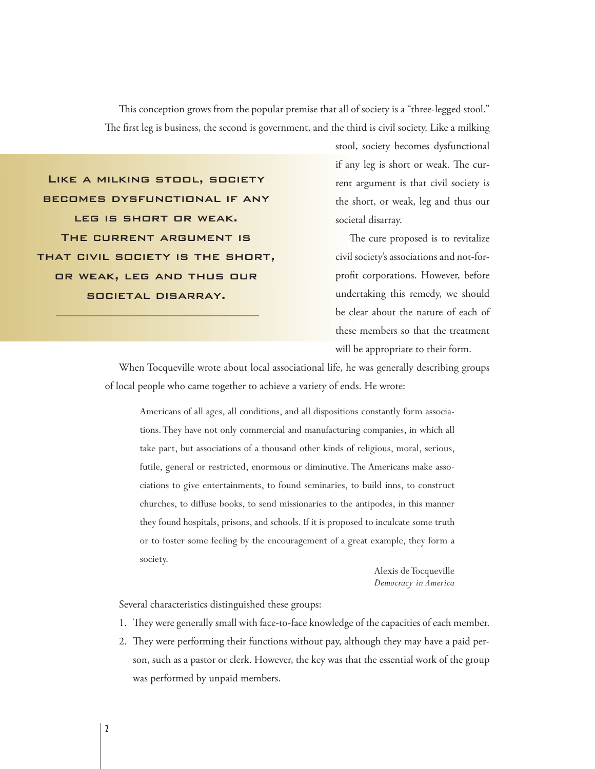This conception grows from the popular premise that all of society is a "three-legged stool." The first leg is business, the second is government, and the third is civil society. Like a milking stool, society becomes dysfunctional if any leg is short or weak. The current argument is that civil society is the short, or weak, leg and thus our societal disarray.

> **Like a milking stool, society becomes dysfunctional if any leg is short or weak. The current argument is that civil society is the short, or weak, leg and thus our societal disarray.**

The cure proposed is to revitalize civil society's associations and not-for-profit corporations. However, before undertaking this remedy, we should be clear about the nature of each of these members so that the treatment will be appropriate to their form.

When Tocqueville wrote about local associational life, he was generally describing groups of local people who came together to achieve a variety of ends. He wrote:

> Americans of all ages, all conditions, and all dispositions constantly form associations. They have not only commercial and manufacturing companies, in which all take part, but associations of a thousand other kinds of religious, moral, serious, futile, general or restricted, enormous or diminutive. The Americans make associations to give entertainments, to found seminaries, to build inns, to construct churches, to diffuse books, to send missionaries to the antipodes, in this manner they found hospitals, prisons, and schools. If it is proposed to inculcate some truth or to foster some feeling by the encouragement of a great example, they form a society.
>
> Alexis de Tocqueville
> *Democracy in America*

Several characteristics distinguished these groups:

1. They were generally small with face-to-face knowledge of the capacities of each member.
2. They were performing their functions without pay, although they may have a paid person, such as a pastor or clerk. However, the key was that the essential work of the group was performed by unpaid members.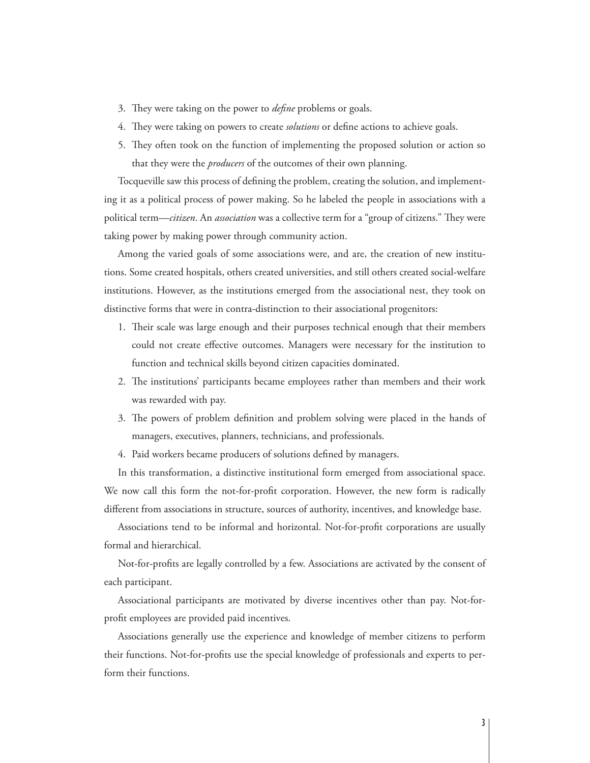3. They were taking on the power to *define* problems or goals.
4. They were taking on powers to create *solutions* or define actions to achieve goals.
5. They often took on the function of implementing the proposed solution or action so that they were the *producers* of the outcomes of their own planning.

Tocqueville saw this process of defining the problem, creating the solution, and implementing it as a political process of power making. So he labeled the people in associations with a political term—*citizen*. An *association* was a collective term for a "group of citizens." They were taking power by making power through community action.

Among the varied goals of some associations were, and are, the creation of new institutions. Some created hospitals, others created universities, and still others created social-welfare institutions. However, as the institutions emerged from the associational nest, they took on distinctive forms that were in contra-distinction to their associational progenitors:

1. Their scale was large enough and their purposes technical enough that their members could not create effective outcomes. Managers were necessary for the institution to function and technical skills beyond citizen capacities dominated.
2. The institutions' participants became employees rather than members and their work was rewarded with pay.
3. The powers of problem definition and problem solving were placed in the hands of managers, executives, planners, technicians, and professionals.
4. Paid workers became producers of solutions defined by managers.

In this transformation, a distinctive institutional form emerged from associational space. We now call this form the not-for-profit corporation. However, the new form is radically different from associations in structure, sources of authority, incentives, and knowledge base.

Associations tend to be informal and horizontal. Not-for-profit corporations are usually formal and hierarchical.

Not-for-profits are legally controlled by a few. Associations are activated by the consent of each participant.

Associational participants are motivated by diverse incentives other than pay. Not-for-profit employees are provided paid incentives.

Associations generally use the experience and knowledge of member citizens to perform their functions. Not-for-profits use the special knowledge of professionals and experts to perform their functions.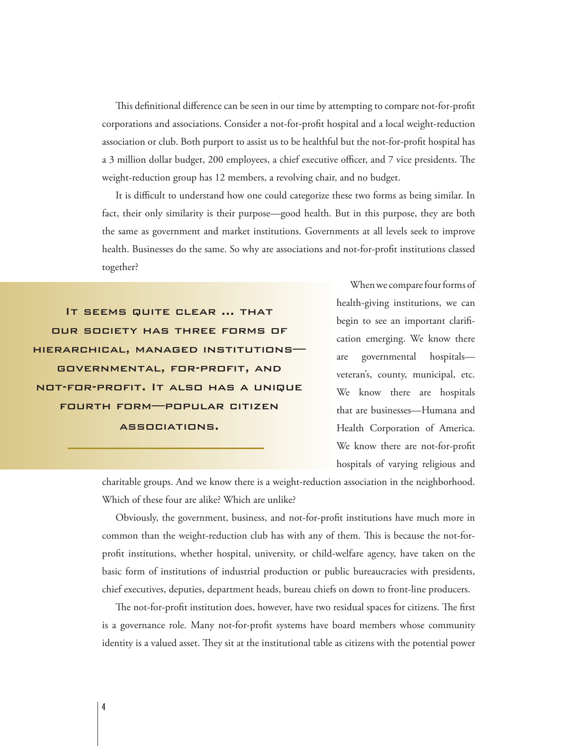This definitional difference can be seen in our time by attempting to compare not-for-profit corporations and associations. Consider a not-for-profit hospital and a local weight-reduction association or club. Both purport to assist us to be healthful but the not-for-profit hospital has a 3 million dollar budget, 200 employees, a chief executive officer, and 7 vice presidents. The weight-reduction group has 12 members, a revolving chair, and no budget.

It is difficult to understand how one could categorize these two forms as being similar. In fact, their only similarity is their purpose—good health. But in this purpose, they are both the same as government and market institutions. Governments at all levels seek to improve health. Businesses do the same. So why are associations and not-for-profit institutions classed together?

> **It seems quite clear … that our society has three forms of hierarchical, managed institutions—governmental, for-profit, and not-for-profit. It also has a unique fourth form—popular citizen associations.**

When we compare four forms of health-giving institutions, we can begin to see an important clarification emerging. We know there are governmental hospitals—veteran's, county, municipal, etc. We know there are hospitals that are businesses—Humana and Health Corporation of America. We know there are not-for-profit hospitals of varying religious and charitable groups. And we know there is a weight-reduction association in the neighborhood. Which of these four are alike? Which are unlike?

Obviously, the government, business, and not-for-profit institutions have much more in common than the weight-reduction club has with any of them. This is because the not-for-profit institutions, whether hospital, university, or child-welfare agency, have taken on the basic form of institutions of industrial production or public bureaucracies with presidents, chief executives, deputies, department heads, bureau chiefs on down to front-line producers.

The not-for-profit institution does, however, have two residual spaces for citizens. The first is a governance role. Many not-for-profit systems have board members whose community identity is a valued asset. They sit at the institutional table as citizens with the potential power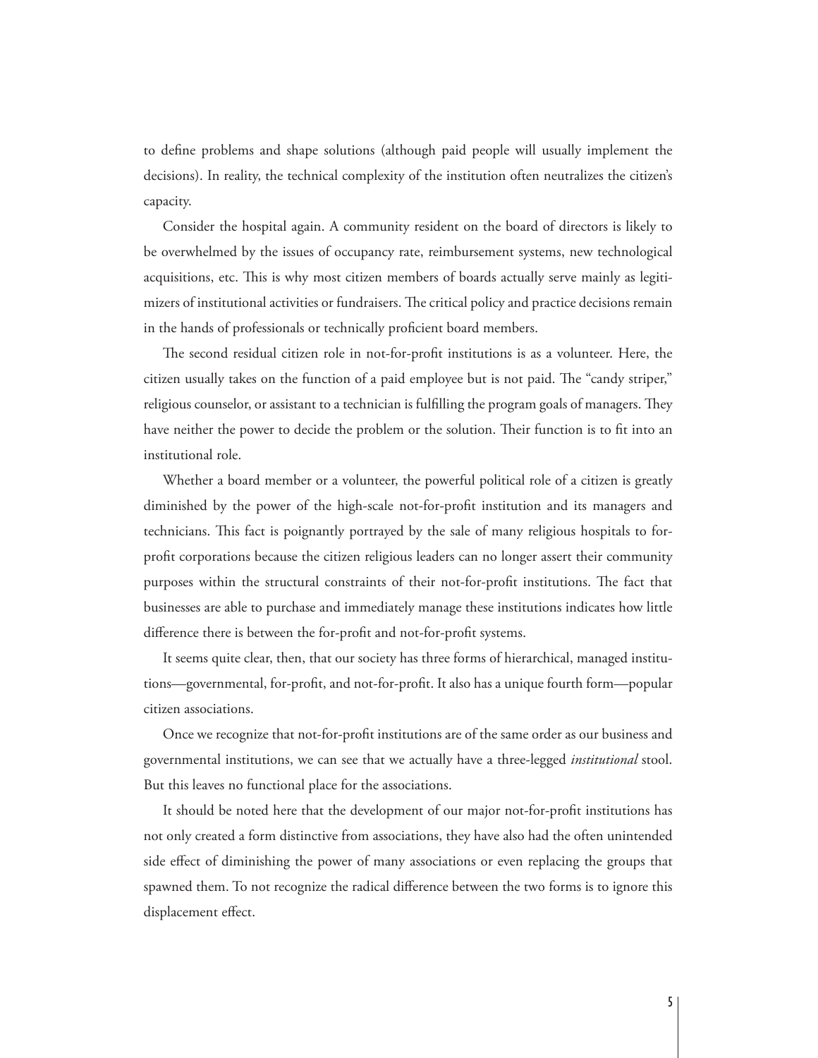to define problems and shape solutions (although paid people will usually implement the decisions). In reality, the technical complexity of the institution often neutralizes the citizen's capacity.

Consider the hospital again. A community resident on the board of directors is likely to be overwhelmed by the issues of occupancy rate, reimbursement systems, new technological acquisitions, etc. This is why most citizen members of boards actually serve mainly as legitimizers of institutional activities or fundraisers. The critical policy and practice decisions remain in the hands of professionals or technically proficient board members.

The second residual citizen role in not-for-profit institutions is as a volunteer. Here, the citizen usually takes on the function of a paid employee but is not paid. The "candy striper," religious counselor, or assistant to a technician is fulfilling the program goals of managers. They have neither the power to decide the problem or the solution. Their function is to fit into an institutional role.

Whether a board member or a volunteer, the powerful political role of a citizen is greatly diminished by the power of the high-scale not-for-profit institution and its managers and technicians. This fact is poignantly portrayed by the sale of many religious hospitals to for-profit corporations because the citizen religious leaders can no longer assert their community purposes within the structural constraints of their not-for-profit institutions. The fact that businesses are able to purchase and immediately manage these institutions indicates how little difference there is between the for-profit and not-for-profit systems.

It seems quite clear, then, that our society has three forms of hierarchical, managed institutions—governmental, for-profit, and not-for-profit. It also has a unique fourth form—popular citizen associations.

Once we recognize that not-for-profit institutions are of the same order as our business and governmental institutions, we can see that we actually have a three-legged *institutional* stool. But this leaves no functional place for the associations.

It should be noted here that the development of our major not-for-profit institutions has not only created a form distinctive from associations, they have also had the often unintended side effect of diminishing the power of many associations or even replacing the groups that spawned them. To not recognize the radical difference between the two forms is to ignore this displacement effect.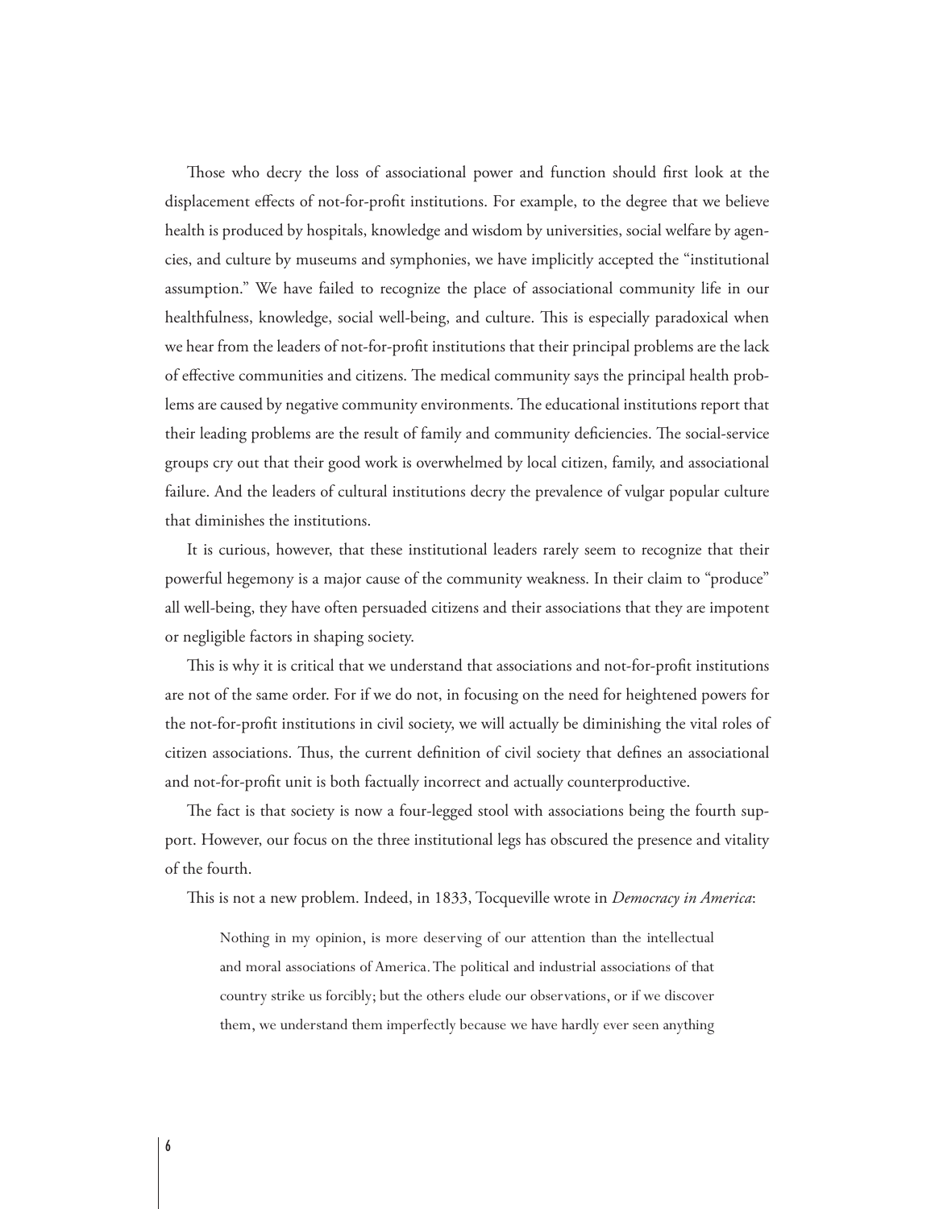Those who decry the loss of associational power and function should first look at the displacement effects of not-for-profit institutions. For example, to the degree that we believe health is produced by hospitals, knowledge and wisdom by universities, social welfare by agencies, and culture by museums and symphonies, we have implicitly accepted the "institutional assumption." We have failed to recognize the place of associational community life in our healthfulness, knowledge, social well-being, and culture. This is especially paradoxical when we hear from the leaders of not-for-profit institutions that their principal problems are the lack of effective communities and citizens. The medical community says the principal health problems are caused by negative community environments. The educational institutions report that their leading problems are the result of family and community deficiencies. The social-service groups cry out that their good work is overwhelmed by local citizen, family, and associational failure. And the leaders of cultural institutions decry the prevalence of vulgar popular culture that diminishes the institutions.

It is curious, however, that these institutional leaders rarely seem to recognize that their powerful hegemony is a major cause of the community weakness. In their claim to "produce" all well-being, they have often persuaded citizens and their associations that they are impotent or negligible factors in shaping society.

This is why it is critical that we understand that associations and not-for-profit institutions are not of the same order. For if we do not, in focusing on the need for heightened powers for the not-for-profit institutions in civil society, we will actually be diminishing the vital roles of citizen associations. Thus, the current definition of civil society that defines an associational and not-for-profit unit is both factually incorrect and actually counterproductive.

The fact is that society is now a four-legged stool with associations being the fourth support. However, our focus on the three institutional legs has obscured the presence and vitality of the fourth.

This is not a new problem. Indeed, in 1833, Tocqueville wrote in *Democracy in America*:

> Nothing in my opinion, is more deserving of our attention than the intellectual and moral associations of America. The political and industrial associations of that country strike us forcibly; but the others elude our observations, or if we discover them, we understand them imperfectly because we have hardly ever seen anything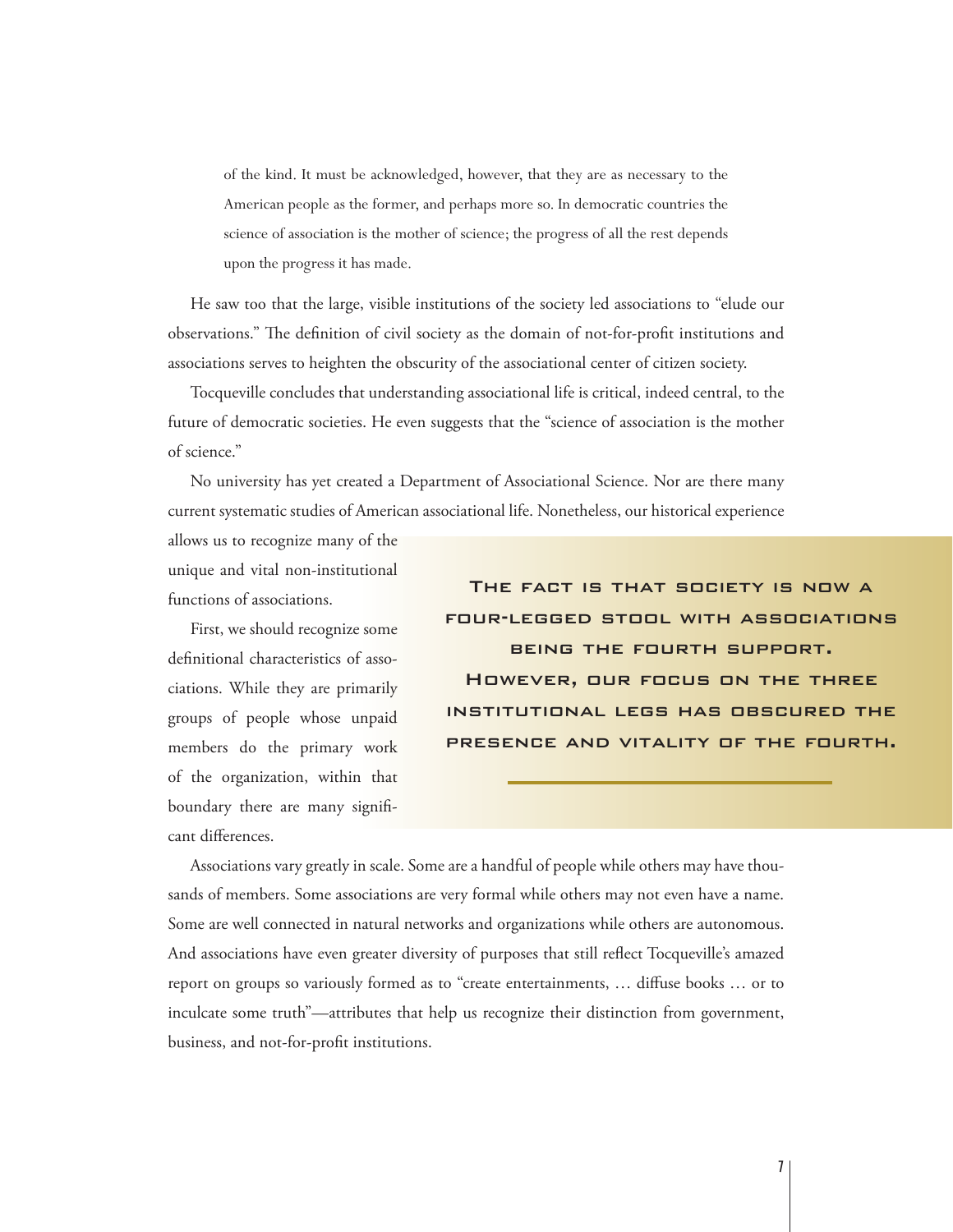> of the kind. It must be acknowledged, however, that they are as necessary to the American people as the former, and perhaps more so. In democratic countries the science of association is the mother of science; the progress of all the rest depends upon the progress it has made.

He saw too that the large, visible institutions of the society led associations to "elude our observations." The definition of civil society as the domain of not-for-profit institutions and associations serves to heighten the obscurity of the associational center of citizen society.

Tocqueville concludes that understanding associational life is critical, indeed central, to the future of democratic societies. He even suggests that the "science of association is the mother of science."

No university has yet created a Department of Associational Science. Nor are there many current systematic studies of American associational life. Nonetheless, our historical experience allows us to recognize many of the unique and vital non-institutional functions of associations.

> **THE FACT IS THAT SOCIETY IS NOW A FOUR-LEGGED STOOL WITH ASSOCIATIONS BEING THE FOURTH SUPPORT. HOWEVER, OUR FOCUS ON THE THREE INSTITUTIONAL LEGS HAS OBSCURED THE PRESENCE AND VITALITY OF THE FOURTH.**

First, we should recognize some definitional characteristics of associations. While they are primarily groups of people whose unpaid members do the primary work of the organization, within that boundary there are many significant differences.

Associations vary greatly in scale. Some are a handful of people while others may have thousands of members. Some associations are very formal while others may not even have a name. Some are well connected in natural networks and organizations while others are autonomous. And associations have even greater diversity of purposes that still reflect Tocqueville's amazed report on groups so variously formed as to "create entertainments, … diffuse books … or to inculcate some truth"—attributes that help us recognize their distinction from government, business, and not-for-profit institutions.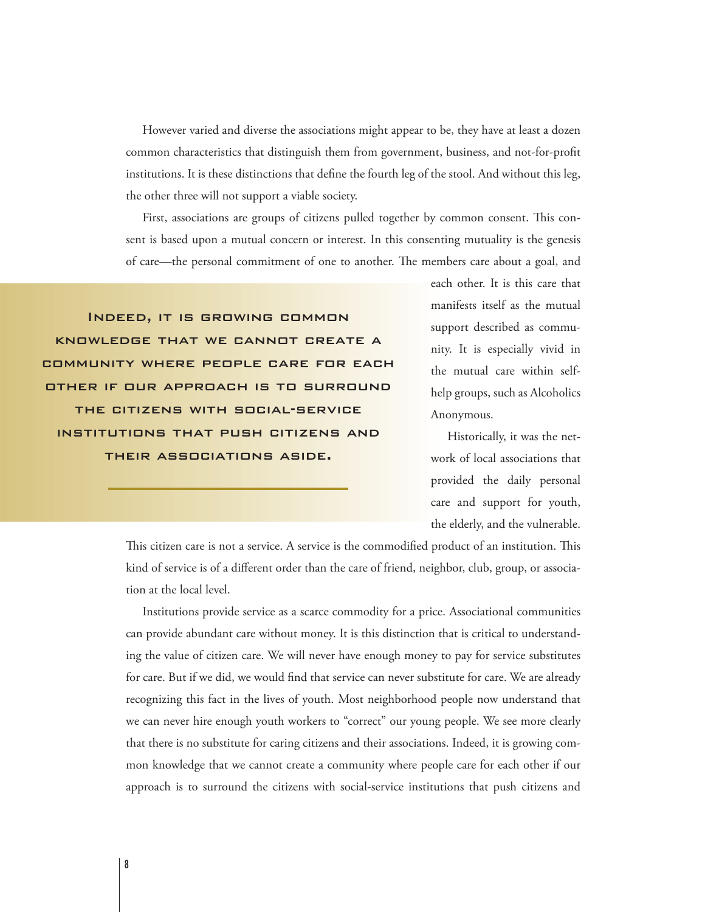However varied and diverse the associations might appear to be, they have at least a dozen common characteristics that distinguish them from government, business, and not-for-profit institutions. It is these distinctions that define the fourth leg of the stool. And without this leg, the other three will not support a viable society.

First, associations are groups of citizens pulled together by common consent. This consent is based upon a mutual concern or interest. In this consenting mutuality is the genesis of care—the personal commitment of one to another. The members care about a goal, and each other. It is this care that manifests itself as the mutual support described as community. It is especially vivid in the mutual care within self-help groups, such as Alcoholics Anonymous.

> **INDEED, IT IS GROWING COMMON KNOWLEDGE THAT WE CANNOT CREATE A COMMUNITY WHERE PEOPLE CARE FOR EACH OTHER IF OUR APPROACH IS TO SURROUND THE CITIZENS WITH SOCIAL-SERVICE INSTITUTIONS THAT PUSH CITIZENS AND THEIR ASSOCIATIONS ASIDE.**

Historically, it was the network of local associations that provided the daily personal care and support for youth, the elderly, and the vulnerable. This citizen care is not a service. A service is the commodified product of an institution. This kind of service is of a different order than the care of friend, neighbor, club, group, or association at the local level.

Institutions provide service as a scarce commodity for a price. Associational communities can provide abundant care without money. It is this distinction that is critical to understanding the value of citizen care. We will never have enough money to pay for service substitutes for care. But if we did, we would find that service can never substitute for care. We are already recognizing this fact in the lives of youth. Most neighborhood people now understand that we can never hire enough youth workers to "correct" our young people. We see more clearly that there is no substitute for caring citizens and their associations. Indeed, it is growing common knowledge that we cannot create a community where people care for each other if our approach is to surround the citizens with social-service institutions that push citizens and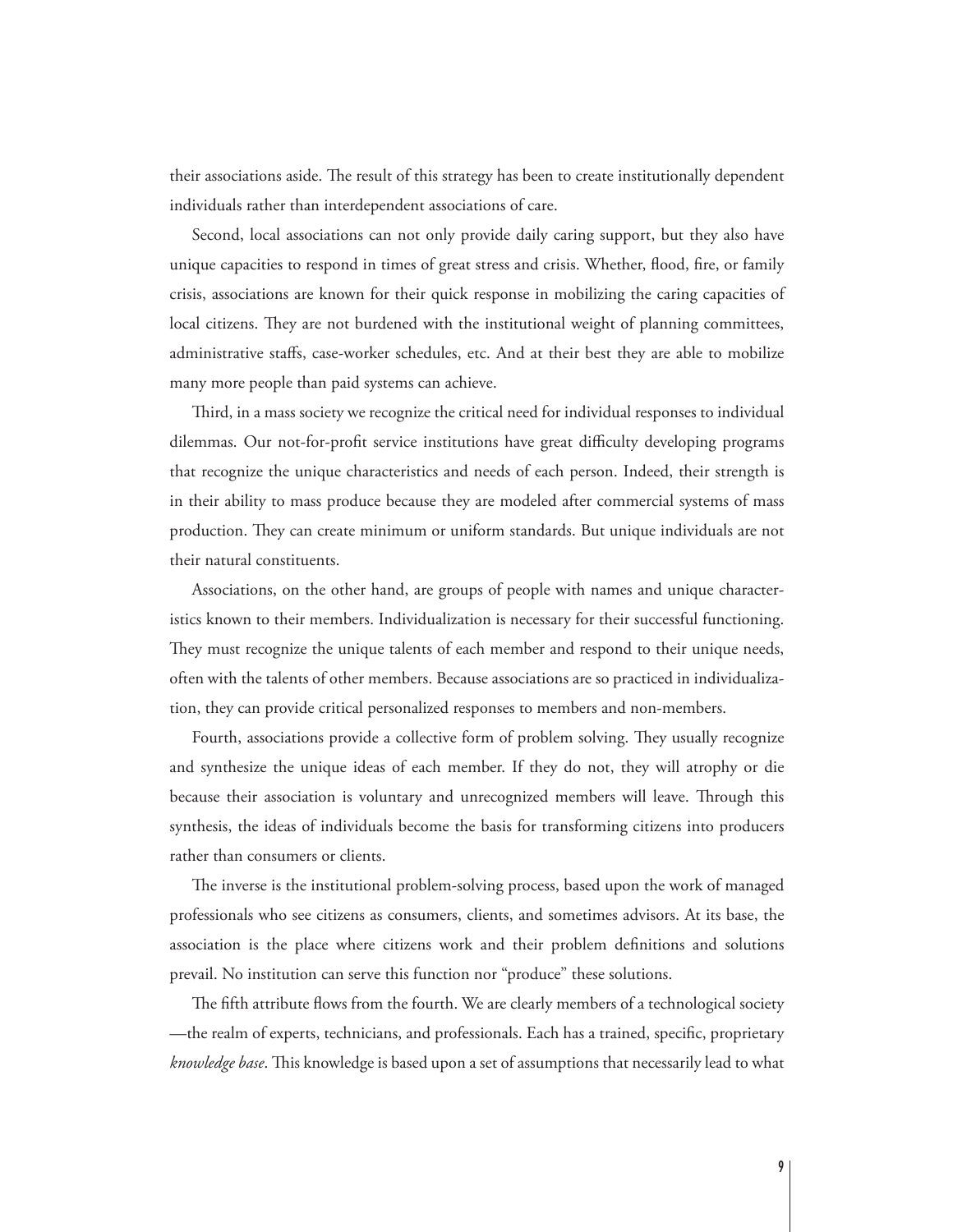their associations aside. The result of this strategy has been to create institutionally dependent individuals rather than interdependent associations of care.

Second, local associations can not only provide daily caring support, but they also have unique capacities to respond in times of great stress and crisis. Whether, flood, fire, or family crisis, associations are known for their quick response in mobilizing the caring capacities of local citizens. They are not burdened with the institutional weight of planning committees, administrative staffs, case-worker schedules, etc. And at their best they are able to mobilize many more people than paid systems can achieve.

Third, in a mass society we recognize the critical need for individual responses to individual dilemmas. Our not-for-profit service institutions have great difficulty developing programs that recognize the unique characteristics and needs of each person. Indeed, their strength is in their ability to mass produce because they are modeled after commercial systems of mass production. They can create minimum or uniform standards. But unique individuals are not their natural constituents.

Associations, on the other hand, are groups of people with names and unique characteristics known to their members. Individualization is necessary for their successful functioning. They must recognize the unique talents of each member and respond to their unique needs, often with the talents of other members. Because associations are so practiced in individualization, they can provide critical personalized responses to members and non-members.

Fourth, associations provide a collective form of problem solving. They usually recognize and synthesize the unique ideas of each member. If they do not, they will atrophy or die because their association is voluntary and unrecognized members will leave. Through this synthesis, the ideas of individuals become the basis for transforming citizens into producers rather than consumers or clients.

The inverse is the institutional problem-solving process, based upon the work of managed professionals who see citizens as consumers, clients, and sometimes advisors. At its base, the association is the place where citizens work and their problem definitions and solutions prevail. No institution can serve this function nor "produce" these solutions.

The fifth attribute flows from the fourth. We are clearly members of a technological society —the realm of experts, technicians, and professionals. Each has a trained, specific, proprietary *knowledge base*. This knowledge is based upon a set of assumptions that necessarily lead to what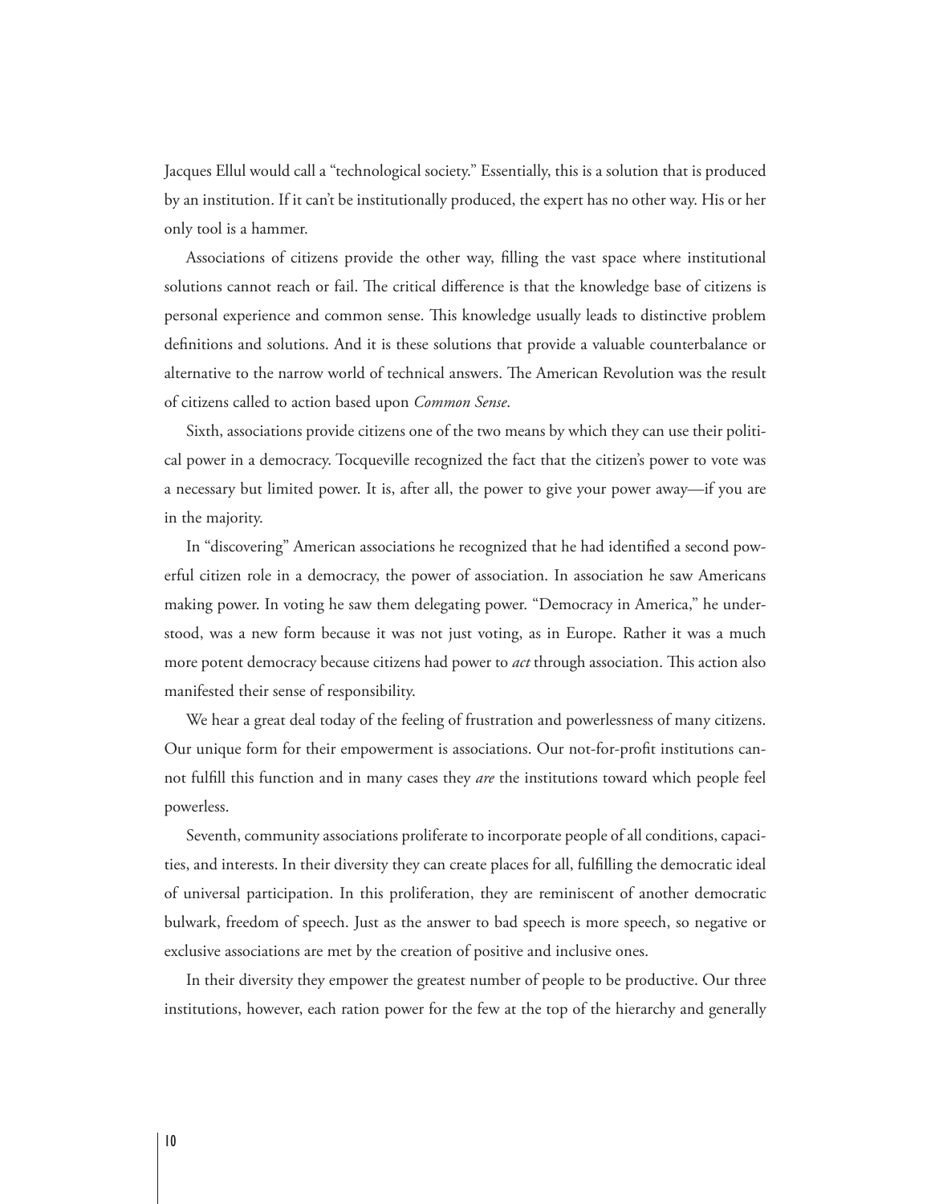Jacques Ellul would call a "technological society." Essentially, this is a solution that is produced by an institution. If it can't be institutionally produced, the expert has no other way. His or her only tool is a hammer.

Associations of citizens provide the other way, filling the vast space where institutional solutions cannot reach or fail. The critical difference is that the knowledge base of citizens is personal experience and common sense. This knowledge usually leads to distinctive problem definitions and solutions. And it is these solutions that provide a valuable counterbalance or alternative to the narrow world of technical answers. The American Revolution was the result of citizens called to action based upon *Common Sense*.

Sixth, associations provide citizens one of the two means by which they can use their political power in a democracy. Tocqueville recognized the fact that the citizen's power to vote was a necessary but limited power. It is, after all, the power to give your power away—if you are in the majority.

In "discovering" American associations he recognized that he had identified a second powerful citizen role in a democracy, the power of association. In association he saw Americans making power. In voting he saw them delegating power. "Democracy in America," he understood, was a new form because it was not just voting, as in Europe. Rather it was a much more potent democracy because citizens had power to *act* through association. This action also manifested their sense of responsibility.

We hear a great deal today of the feeling of frustration and powerlessness of many citizens. Our unique form for their empowerment is associations. Our not-for-profit institutions cannot fulfill this function and in many cases they *are* the institutions toward which people feel powerless.

Seventh, community associations proliferate to incorporate people of all conditions, capacities, and interests. In their diversity they can create places for all, fulfilling the democratic ideal of universal participation. In this proliferation, they are reminiscent of another democratic bulwark, freedom of speech. Just as the answer to bad speech is more speech, so negative or exclusive associations are met by the creation of positive and inclusive ones.

In their diversity they empower the greatest number of people to be productive. Our three institutions, however, each ration power for the few at the top of the hierarchy and generally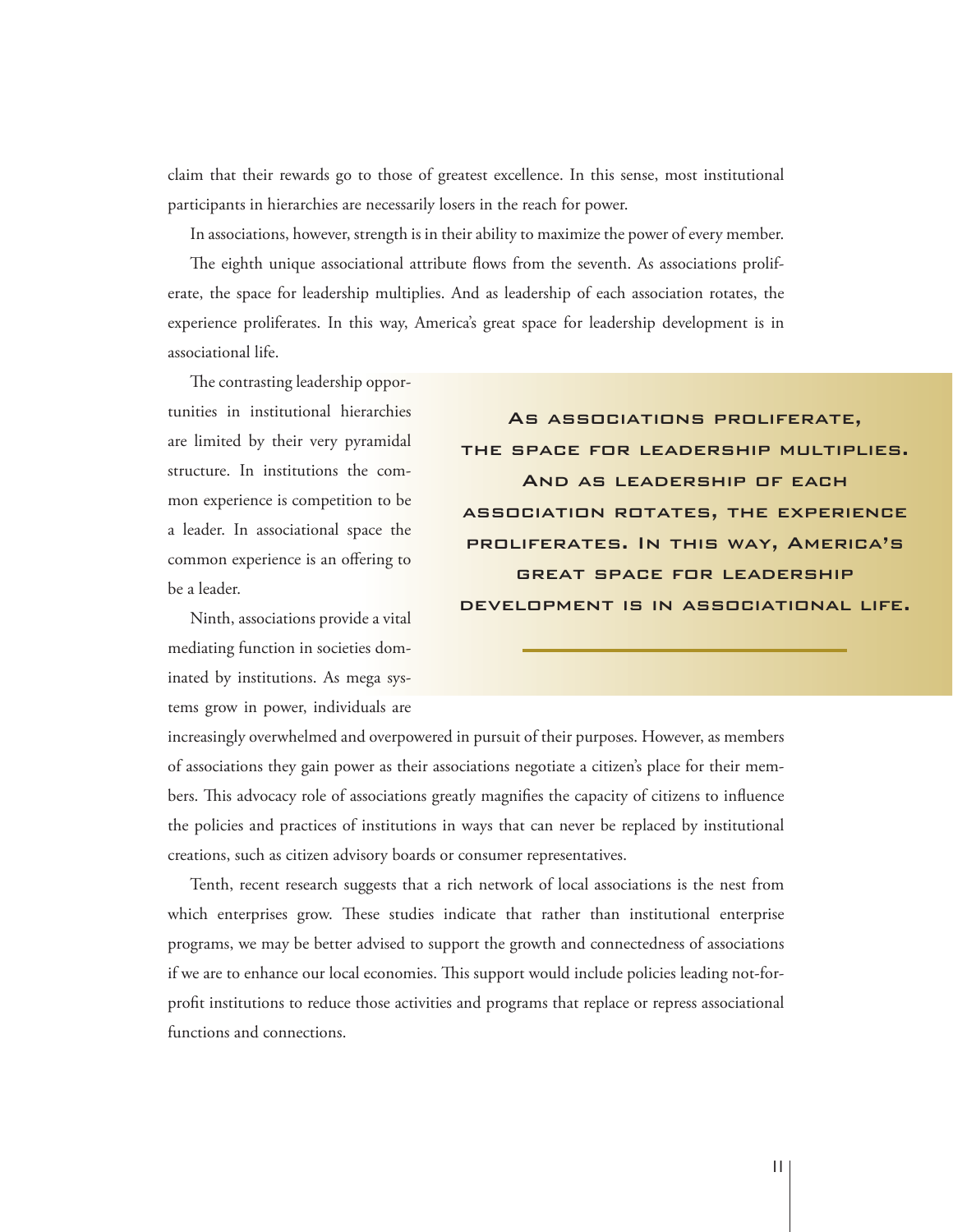claim that their rewards go to those of greatest excellence. In this sense, most institutional participants in hierarchies are necessarily losers in the reach for power.

In associations, however, strength is in their ability to maximize the power of every member.

The eighth unique associational attribute flows from the seventh. As associations proliferate, the space for leadership multiplies. And as leadership of each association rotates, the experience proliferates. In this way, America's great space for leadership development is in associational life.

The contrasting leadership opportunities in institutional hierarchies are limited by their very pyramidal structure. In institutions the common experience is competition to be a leader. In associational space the common experience is an offering to be a leader.

> **As associations proliferate, the space for leadership multiplies. And as leadership of each association rotates, the experience proliferates. In this way, America's great space for leadership development is in associational life.**

Ninth, associations provide a vital mediating function in societies dominated by institutions. As mega systems grow in power, individuals are increasingly overwhelmed and overpowered in pursuit of their purposes. However, as members of associations they gain power as their associations negotiate a citizen's place for their members. This advocacy role of associations greatly magnifies the capacity of citizens to influence the policies and practices of institutions in ways that can never be replaced by institutional creations, such as citizen advisory boards or consumer representatives.

Tenth, recent research suggests that a rich network of local associations is the nest from which enterprises grow. These studies indicate that rather than institutional enterprise programs, we may be better advised to support the growth and connectedness of associations if we are to enhance our local economies. This support would include policies leading not-for-profit institutions to reduce those activities and programs that replace or repress associational functions and connections.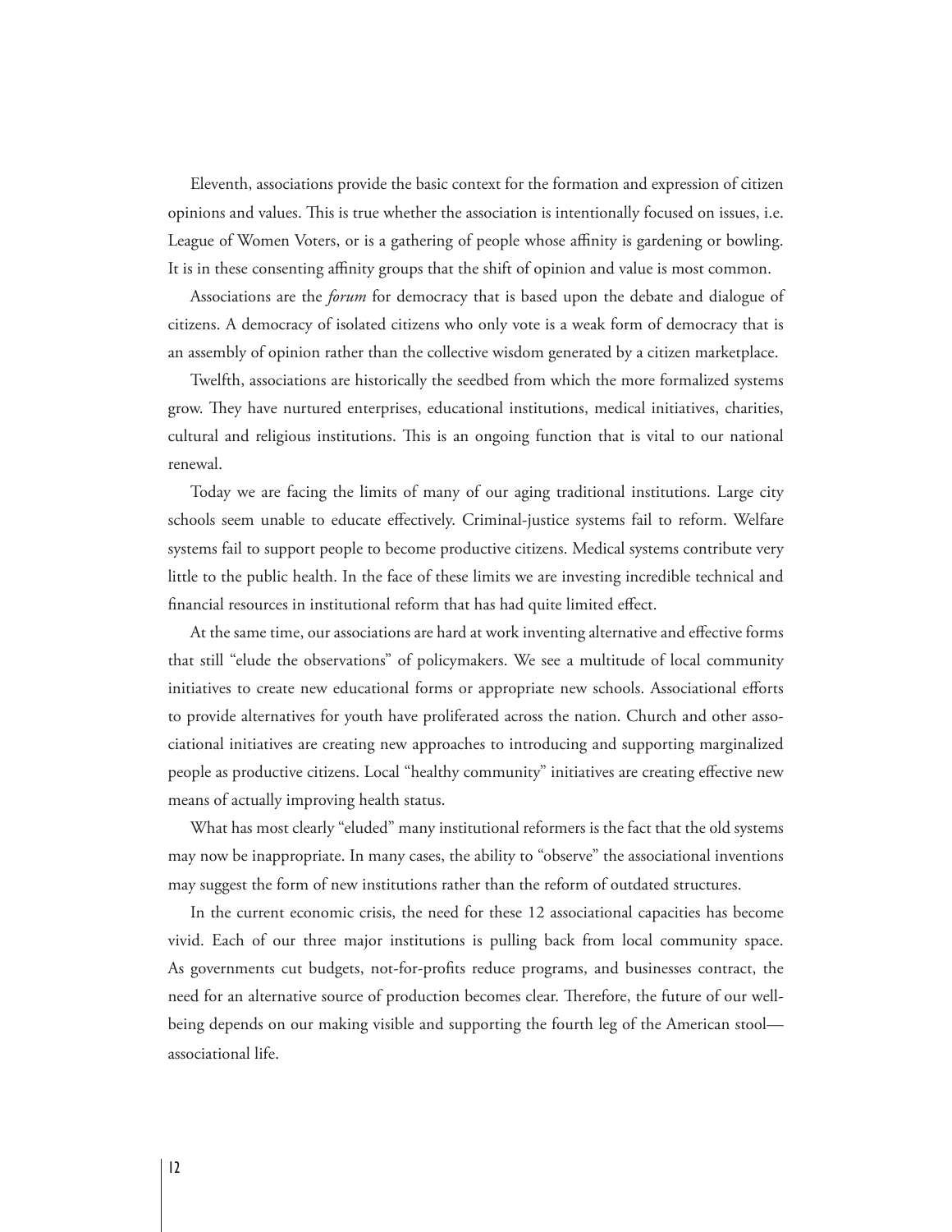Eleventh, associations provide the basic context for the formation and expression of citizen opinions and values. This is true whether the association is intentionally focused on issues, i.e. League of Women Voters, or is a gathering of people whose affinity is gardening or bowling. It is in these consenting affinity groups that the shift of opinion and value is most common.

Associations are the *forum* for democracy that is based upon the debate and dialogue of citizens. A democracy of isolated citizens who only vote is a weak form of democracy that is an assembly of opinion rather than the collective wisdom generated by a citizen marketplace.

Twelfth, associations are historically the seedbed from which the more formalized systems grow. They have nurtured enterprises, educational institutions, medical initiatives, charities, cultural and religious institutions. This is an ongoing function that is vital to our national renewal.

Today we are facing the limits of many of our aging traditional institutions. Large city schools seem unable to educate effectively. Criminal-justice systems fail to reform. Welfare systems fail to support people to become productive citizens. Medical systems contribute very little to the public health. In the face of these limits we are investing incredible technical and financial resources in institutional reform that has had quite limited effect.

At the same time, our associations are hard at work inventing alternative and effective forms that still "elude the observations" of policymakers. We see a multitude of local community initiatives to create new educational forms or appropriate new schools. Associational efforts to provide alternatives for youth have proliferated across the nation. Church and other associational initiatives are creating new approaches to introducing and supporting marginalized people as productive citizens. Local "healthy community" initiatives are creating effective new means of actually improving health status.

What has most clearly "eluded" many institutional reformers is the fact that the old systems may now be inappropriate. In many cases, the ability to "observe" the associational inventions may suggest the form of new institutions rather than the reform of outdated structures.

In the current economic crisis, the need for these 12 associational capacities has become vivid. Each of our three major institutions is pulling back from local community space. As governments cut budgets, not-for-profits reduce programs, and businesses contract, the need for an alternative source of production becomes clear. Therefore, the future of our well-being depends on our making visible and supporting the fourth leg of the American stool—associational life.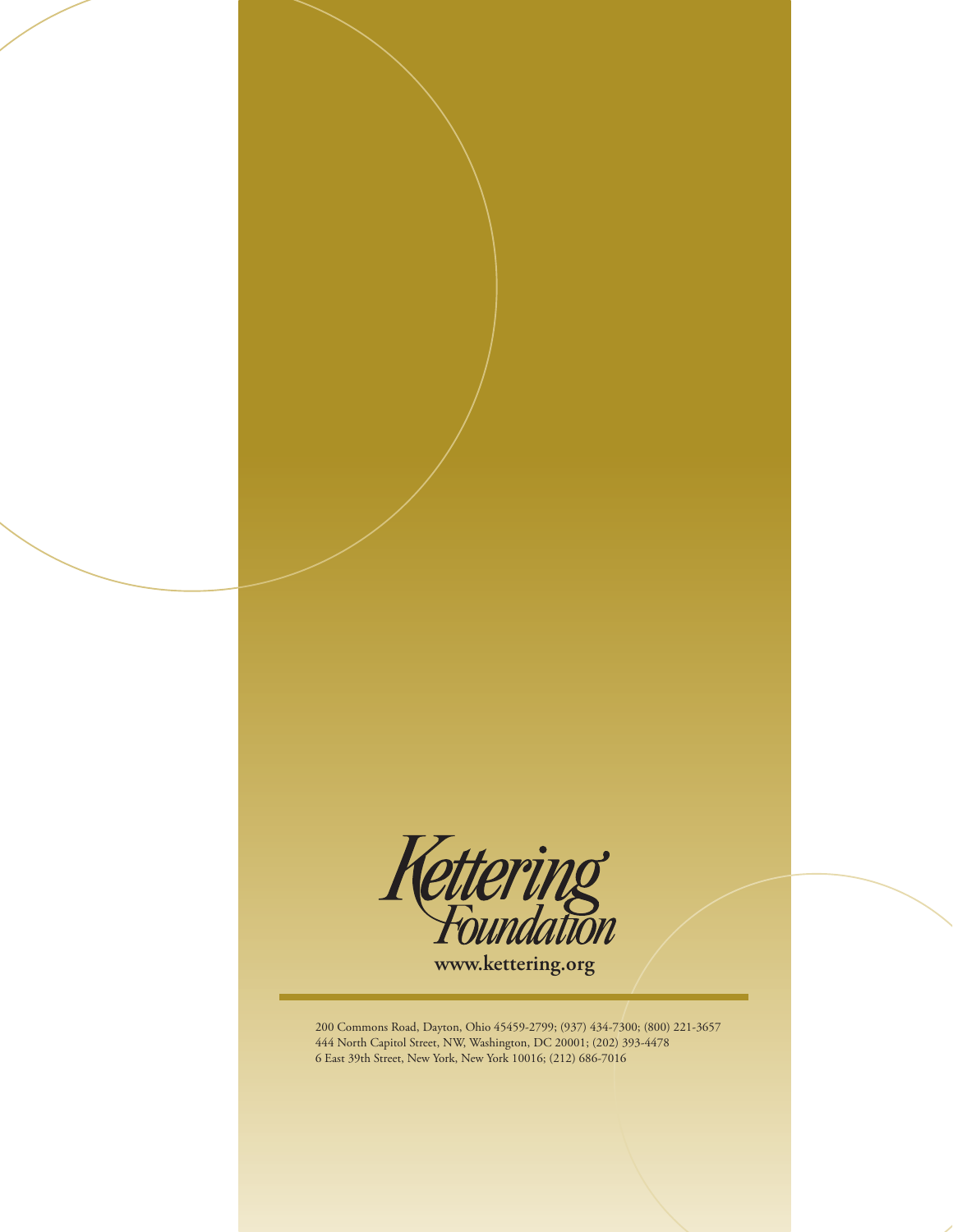Kettering Foundation

**www.kettering.org**

200 Commons Road, Dayton, Ohio 45459-2799; (937) 434-7300; (800) 221-3657
444 North Capitol Street, NW, Washington, DC 20001; (202) 393-4478
6 East 39th Street, New York, New York 10016; (212) 686-7016